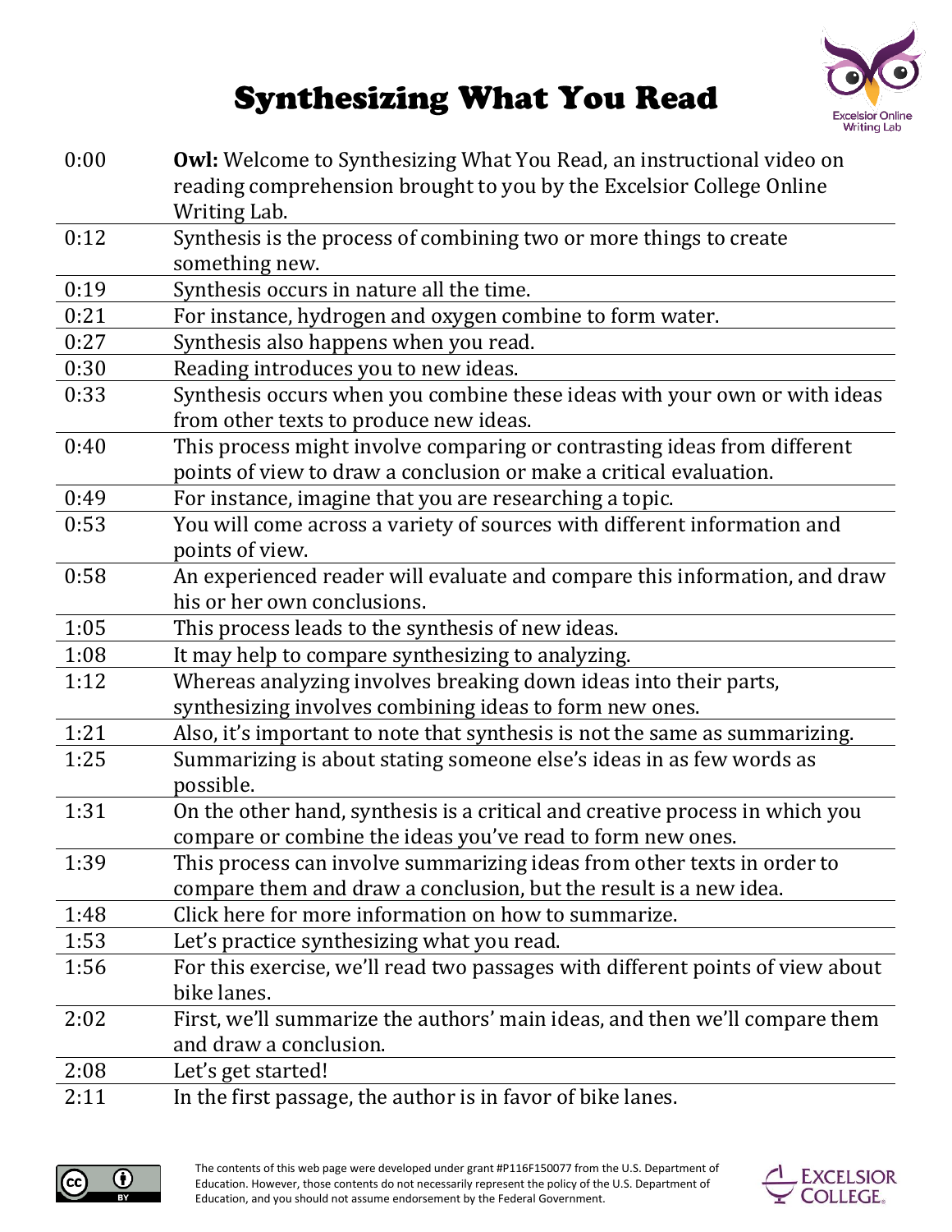# Synthesizing What You Read

| | |
|---|---|
| 0:00 | **Owl:** Welcome to Synthesizing What You Read, an instructional video on reading comprehension brought to you by the Excelsior College Online Writing Lab. |
| 0:12 | Synthesis is the process of combining two or more things to create something new. |
| 0:19 | Synthesis occurs in nature all the time. |
| 0:21 | For instance, hydrogen and oxygen combine to form water. |
| 0:27 | Synthesis also happens when you read. |
| 0:30 | Reading introduces you to new ideas. |
| 0:33 | Synthesis occurs when you combine these ideas with your own or with ideas from other texts to produce new ideas. |
| 0:40 | This process might involve comparing or contrasting ideas from different points of view to draw a conclusion or make a critical evaluation. |
| 0:49 | For instance, imagine that you are researching a topic. |
| 0:53 | You will come across a variety of sources with different information and points of view. |
| 0:58 | An experienced reader will evaluate and compare this information, and draw his or her own conclusions. |
| 1:05 | This process leads to the synthesis of new ideas. |
| 1:08 | It may help to compare synthesizing to analyzing. |
| 1:12 | Whereas analyzing involves breaking down ideas into their parts, synthesizing involves combining ideas to form new ones. |
| 1:21 | Also, it's important to note that synthesis is not the same as summarizing. |
| 1:25 | Summarizing is about stating someone else's ideas in as few words as possible. |
| 1:31 | On the other hand, synthesis is a critical and creative process in which you compare or combine the ideas you've read to form new ones. |
| 1:39 | This process can involve summarizing ideas from other texts in order to compare them and draw a conclusion, but the result is a new idea. |
| 1:48 | Click here for more information on how to summarize. |
| 1:53 | Let's practice synthesizing what you read. |
| 1:56 | For this exercise, we'll read two passages with different points of view about bike lanes. |
| 2:02 | First, we'll summarize the authors' main ideas, and then we'll compare them and draw a conclusion. |
| 2:08 | Let's get started! |
| 2:11 | In the first passage, the author is in favor of bike lanes. |

The contents of this web page were developed under grant #P116F150077 from the U.S. Department of Education. However, those contents do not necessarily represent the policy of the U.S. Department of Education, and you should not assume endorsement by the Federal Government.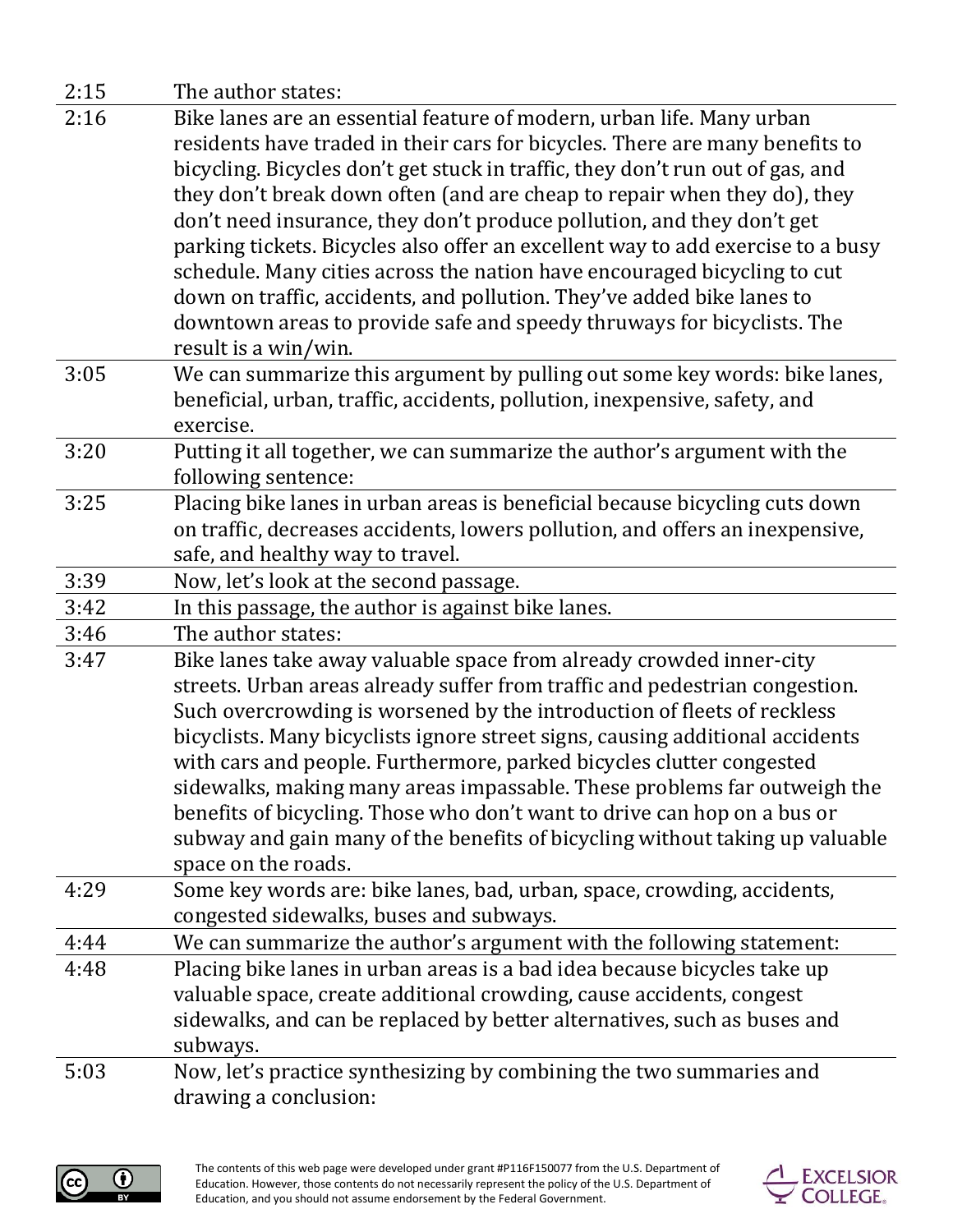| | |
|---|---|
| 2:15 | The author states: |
| 2:16 | Bike lanes are an essential feature of modern, urban life. Many urban residents have traded in their cars for bicycles. There are many benefits to bicycling. Bicycles don't get stuck in traffic, they don't run out of gas, and they don't break down often (and are cheap to repair when they do), they don't need insurance, they don't produce pollution, and they don't get parking tickets. Bicycles also offer an excellent way to add exercise to a busy schedule. Many cities across the nation have encouraged bicycling to cut down on traffic, accidents, and pollution. They've added bike lanes to downtown areas to provide safe and speedy thruways for bicyclists. The result is a win/win. |
| 3:05 | We can summarize this argument by pulling out some key words: bike lanes, beneficial, urban, traffic, accidents, pollution, inexpensive, safety, and exercise. |
| 3:20 | Putting it all together, we can summarize the author's argument with the following sentence: |
| 3:25 | Placing bike lanes in urban areas is beneficial because bicycling cuts down on traffic, decreases accidents, lowers pollution, and offers an inexpensive, safe, and healthy way to travel. |
| 3:39 | Now, let's look at the second passage. |
| 3:42 | In this passage, the author is against bike lanes. |
| 3:46 | The author states: |
| 3:47 | Bike lanes take away valuable space from already crowded inner-city streets. Urban areas already suffer from traffic and pedestrian congestion. Such overcrowding is worsened by the introduction of fleets of reckless bicyclists. Many bicyclists ignore street signs, causing additional accidents with cars and people. Furthermore, parked bicycles clutter congested sidewalks, making many areas impassable. These problems far outweigh the benefits of bicycling. Those who don't want to drive can hop on a bus or subway and gain many of the benefits of bicycling without taking up valuable space on the roads. |
| 4:29 | Some key words are: bike lanes, bad, urban, space, crowding, accidents, congested sidewalks, buses and subways. |
| 4:44 | We can summarize the author's argument with the following statement: |
| 4:48 | Placing bike lanes in urban areas is a bad idea because bicycles take up valuable space, create additional crowding, cause accidents, congest sidewalks, and can be replaced by better alternatives, such as buses and subways. |
| 5:03 | Now, let's practice synthesizing by combining the two summaries and drawing a conclusion: |

The contents of this web page were developed under grant #P116F150077 from the U.S. Department of Education. However, those contents do not necessarily represent the policy of the U.S. Department of Education, and you should not assume endorsement by the Federal Government.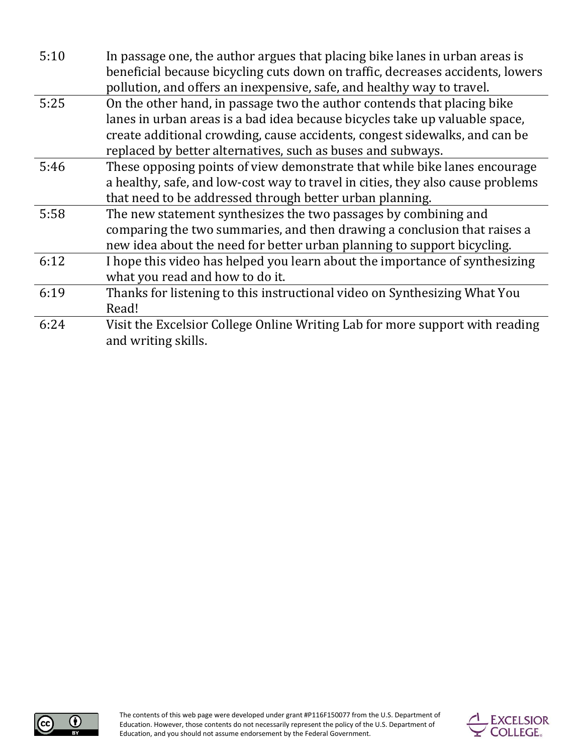| | |
|---|---|
| 5:10 | In passage one, the author argues that placing bike lanes in urban areas is beneficial because bicycling cuts down on traffic, decreases accidents, lowers pollution, and offers an inexpensive, safe, and healthy way to travel. |
| 5:25 | On the other hand, in passage two the author contends that placing bike lanes in urban areas is a bad idea because bicycles take up valuable space, create additional crowding, cause accidents, congest sidewalks, and can be replaced by better alternatives, such as buses and subways. |
| 5:46 | These opposing points of view demonstrate that while bike lanes encourage a healthy, safe, and low-cost way to travel in cities, they also cause problems that need to be addressed through better urban planning. |
| 5:58 | The new statement synthesizes the two passages by combining and comparing the two summaries, and then drawing a conclusion that raises a new idea about the need for better urban planning to support bicycling. |
| 6:12 | I hope this video has helped you learn about the importance of synthesizing what you read and how to do it. |
| 6:19 | Thanks for listening to this instructional video on Synthesizing What You Read! |
| 6:24 | Visit the Excelsior College Online Writing Lab for more support with reading and writing skills. |

The contents of this web page were developed under grant #P116F150077 from the U.S. Department of Education. However, those contents do not necessarily represent the policy of the U.S. Department of Education, and you should not assume endorsement by the Federal Government.